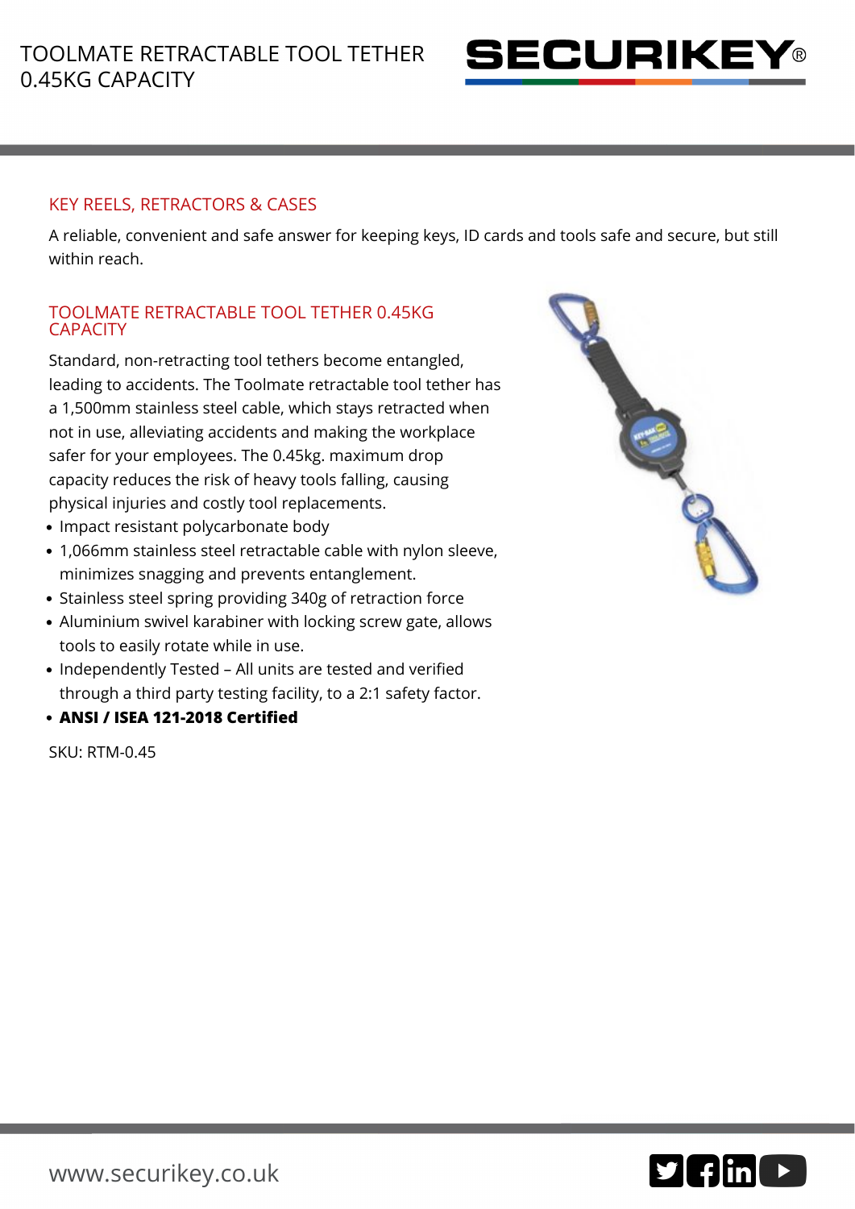# TOOLMATE RETRACTABLE TOOL TETHER 0.45KG CAPACITY

SECURIKEY®

## KEY REELS, RETRACTORS & CASES

A reliable, convenient and safe answer for keeping keys, ID cards and tools safe and secure, but still within reach.

## TOOLMATE RETRACTABLE TOOL TETHER 0.45KG CAPACITY

Standard, non-retracting tool tethers become entangled, leading to accidents. The Toolmate retractable tool tether has a 1,500mm stainless steel cable, which stays retracted when not in use, alleviating accidents and making the workplace safer for your employees. The 0.45kg. maximum drop capacity reduces the risk of heavy tools falling, causing physical injuries and costly tool replacements.

- Impact resistant polycarbonate body
- 1,066mm stainless steel retractable cable with nylon sleeve, minimizes snagging and prevents entanglement.
- Stainless steel spring providing 340g of retraction force
- Aluminium swivel karabiner with locking screw gate, allows tools to easily rotate while in use.
- Independently Tested – All units are tested and verified through a third party testing facility, to a 2:1 safety factor.
- **ANSI / ISEA 121-2018 Certified**

SKU: RTM-0.45

www.securikey.co.uk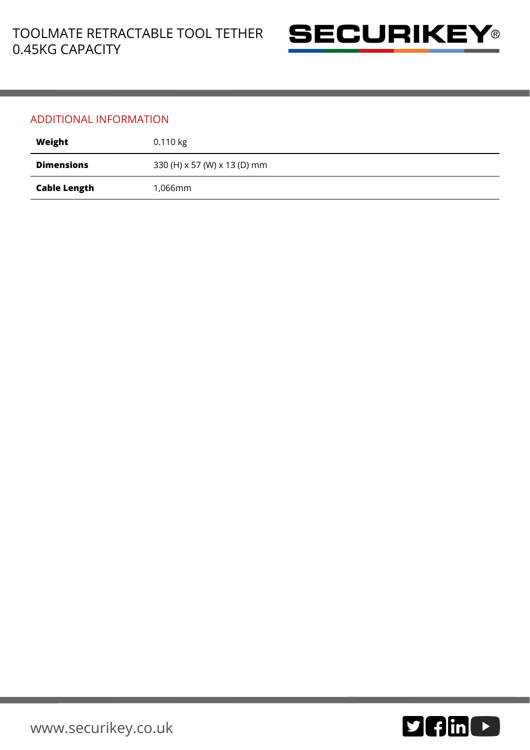## ADDITIONAL INFORMATION

| | |
|---|---|
| **Weight** | 0.110 kg |
| **Dimensions** | 330 (H) x 57 (W) x 13 (D) mm |
| **Cable Length** | 1,066mm |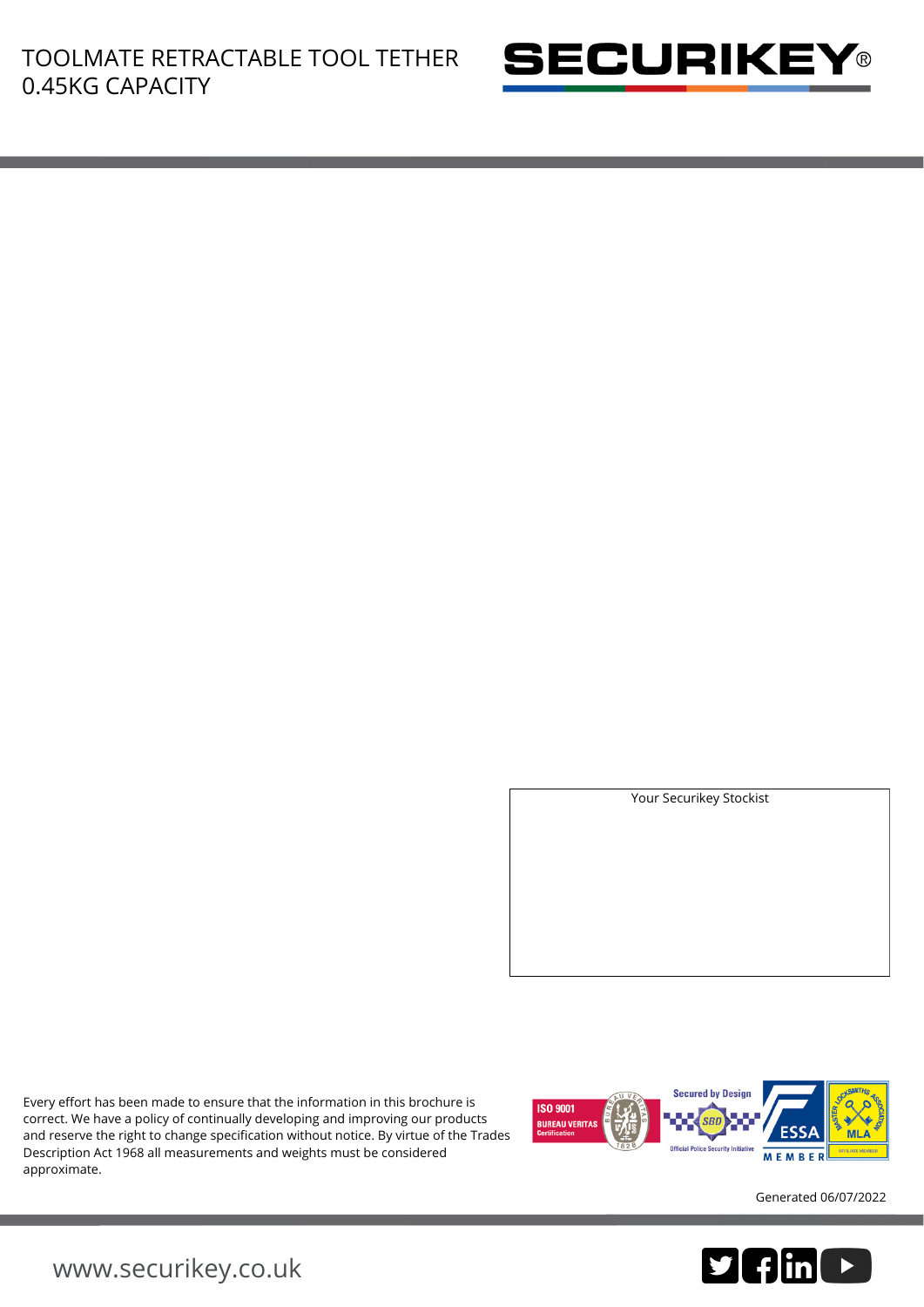TOOLMATE RETRACTABLE TOOL TETHER 0.45KG CAPACITY

Your Securikey Stockist

Every effort has been made to ensure that the information in this brochure is correct. We have a policy of continually developing and improving our products and reserve the right to change specification without notice. By virtue of the Trades Description Act 1968 all measurements and weights must be considered approximate.

Generated 06/07/2022

www.securikey.co.uk